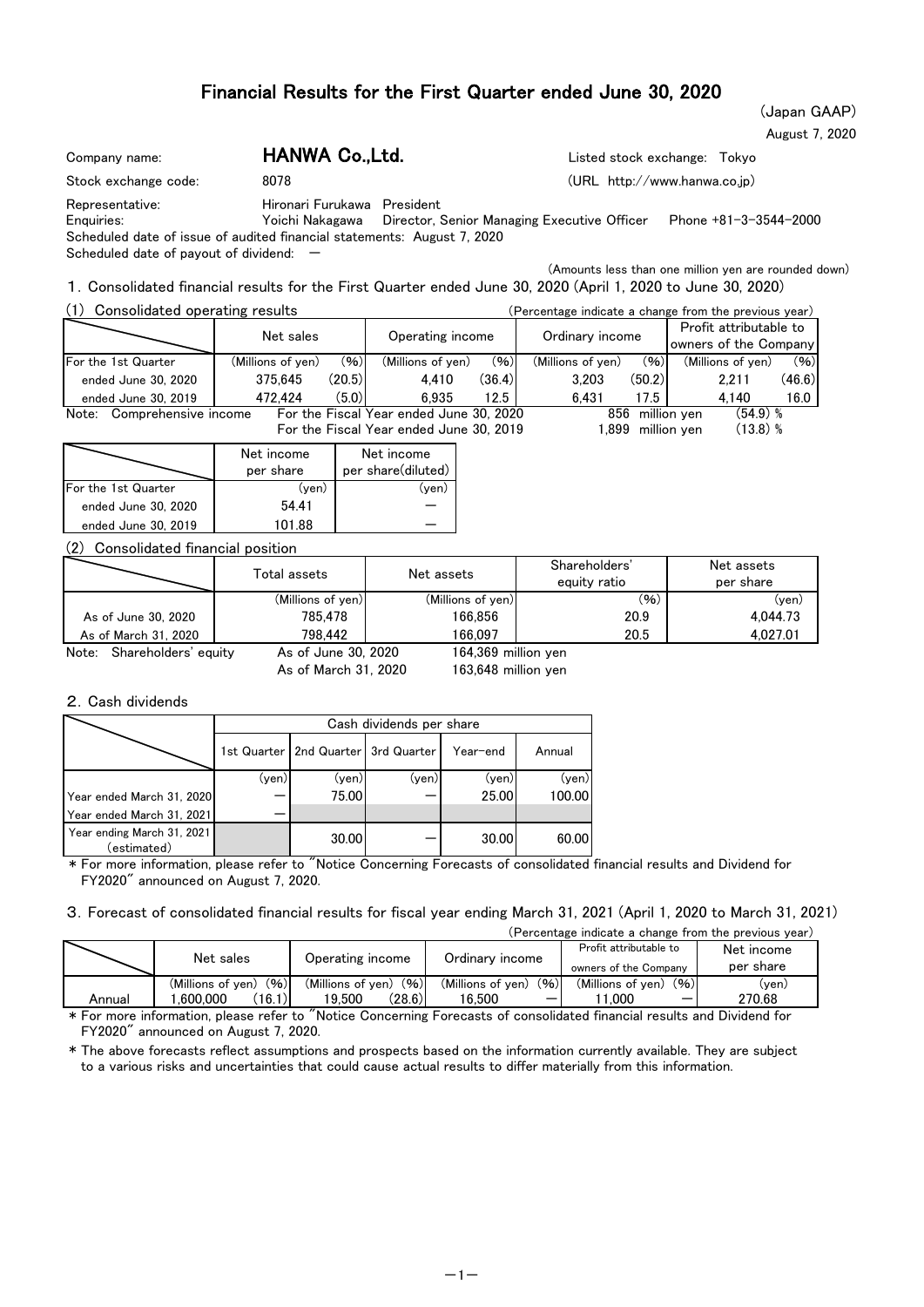# Financial Results for the First Quarter ended June 30, 2020

(Japan GAAP)

August 7, 2020

Company name: **HANWA Co.,Ltd.** Listed stock exchange: Tokyo

Stock exchange code: 8078 (URL http://www.hanwa.co.jp)

Representative: Hironari Furukawa President

Enquiries: Yoichi Nakagawa Director, Senior Managing Executive Officer Phone +81-3-3544-2000

Scheduled date of issue of audited financial statements: August 7, 2020

Scheduled date of payout of dividend: －

(Amounts less than one million yen are rounded down)

## 1. Consolidated financial results for the First Quarter ended June 30, 2020 (April 1, 2020 to June 30, 2020)

### (1) Consolidated operating results

(Percentage indicate a change from the previous year)

| | Net sales | | Operating income | | Ordinary income | | Profit attributable to owners of the Company | |
|---|---|---|---|---|---|---|---|---|
| For the 1st Quarter | (Millions of yen) | (%) | (Millions of yen) | (%) | (Millions of yen) | (%) | (Millions of yen) | (%) |
| ended June 30, 2020 | 375,645 | (20.5) | 4,410 | (36.4) | 3,203 | (50.2) | 2,211 | (46.6) |
| ended June 30, 2019 | 472,424 | (5.0) | 6,935 | 12.5 | 6,431 | 17.5 | 4,140 | 16.0 |

Note: Comprehensive income For the Fiscal Year ended June 30, 2020 856 million yen (54.9) %
For the Fiscal Year ended June 30, 2019 1,899 million yen (13.8) %

| | Net income per share | Net income per share(diluted) |
|---|---|---|
| For the 1st Quarter | (yen) | (yen) |
| ended June 30, 2020 | 54.41 | － |
| ended June 30, 2019 | 101.88 | － |

### (2) Consolidated financial position

| | Total assets | Net assets | Shareholders' equity ratio | Net assets per share |
|---|---|---|---|---|
| | (Millions of yen) | (Millions of yen) | (%) | (yen) |
| As of June 30, 2020 | 785,478 | 166,856 | 20.9 | 4,044.73 |
| As of March 31, 2020 | 798,442 | 166,097 | 20.5 | 4,027.01 |

Note: Shareholders' equity As of June 30, 2020 164,369 million yen
As of March 31, 2020 163,648 million yen

## 2. Cash dividends

| | Cash dividends per share | | | | |
|---|---|---|---|---|---|
| | 1st Quarter | 2nd Quarter | 3rd Quarter | Year-end | Annual |
| | (yen) | (yen) | (yen) | (yen) | (yen) |
| Year ended March 31, 2020 | － | 75.00 | － | 25.00 | 100.00 |
| Year ended March 31, 2021 | － | | | | |
| Year ending March 31, 2021 (estimated) | | 30.00 | － | 30.00 | 60.00 |

＊For more information, please refer to "Notice Concerning Forecasts of consolidated financial results and Dividend for FY2020" announced on August 7, 2020.

## 3. Forecast of consolidated financial results for fiscal year ending March 31, 2021 (April 1, 2020 to March 31, 2021)

(Percentage indicate a change from the previous year)

| | Net sales | | Operating income | | Ordinary income | | Profit attributable to owners of the Company | | Net income per share |
|---|---|---|---|---|---|---|---|---|---|
| | (Millions of yen) | (%) | (Millions of yen) | (%) | (Millions of yen) | (%) | (Millions of yen) | (%) | (yen) |
| Annual | 1,600,000 | (16.1) | 19,500 | (28.6) | 16,500 | － | 11,000 | － | 270.68 |

＊For more information, please refer to "Notice Concerning Forecasts of consolidated financial results and Dividend for FY2020" announced on August 7, 2020.

＊The above forecasts reflect assumptions and prospects based on the information currently available. They are subject to a various risks and uncertainties that could cause actual results to differ materially from this information.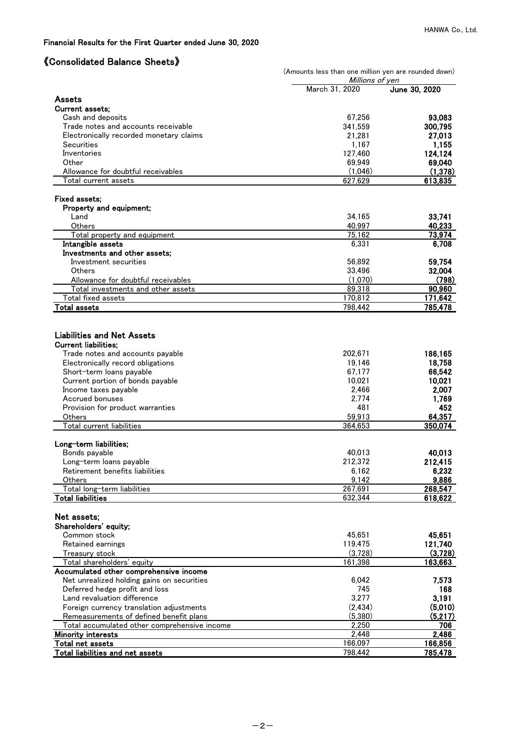HANWA Co., Ltd.

### Financial Results for the First Quarter ended June 30, 2020

## 《Consolidated Balance Sheets》

(Amounts less than one million yen are rounded down)

| | Millions of yen | |
|---|---|---|
| | March 31, 2020 | **June 30, 2020** |
| **Assets** | | |
| **Current assets;** | | |
| Cash and deposits | 67,256 | **93,083** |
| Trade notes and accounts receivable | 341,559 | **300,795** |
| Electronically recorded monetary claims | 21,281 | **27,013** |
| Securities | 1,167 | **1,155** |
| Inventories | 127,460 | **124,124** |
| Other | 69,949 | **69,040** |
| Allowance for doubtful receivables | (1,046) | **(1,378)** |
| Total current assets | 627,629 | **613,835** |
| **Fixed assets;** | | |
| **Property and equipment;** | | |
| Land | 34,165 | **33,741** |
| Others | 40,997 | **40,233** |
| Total property and equipment | 75,162 | **73,974** |
| **Intangible assets** | 6,331 | **6,708** |
| **Investments and other assets;** | | |
| Investment securities | 56,892 | **59,754** |
| Others | 33,496 | **32,004** |
| Allowance for doubtful receivables | (1,070) | **(798)** |
| Total investments and other assets | 89,318 | **90,960** |
| Total fixed assets | 170,812 | **171,642** |
| **Total assets** | 798,442 | **785,478** |
| | | |
| **Liabilities and Net Assets** | | |
| **Current liabilities;** | | |
| Trade notes and accounts payable | 202,671 | **186,165** |
| Electronically record obligations | 19,146 | **18,758** |
| Short-term loans payable | 67,177 | **66,542** |
| Current portion of bonds payable | 10,021 | **10,021** |
| Income taxes payable | 2,466 | **2,007** |
| Accrued bonuses | 2,774 | **1,769** |
| Provision for product warranties | 481 | **452** |
| Others | 59,913 | **64,357** |
| Total current liabilities | 364,653 | **350,074** |
| **Long-term liabilities;** | | |
| Bonds payable | 40,013 | **40,013** |
| Long-term loans payable | 212,372 | **212,415** |
| Retirement benefits liabilities | 6,162 | **6,232** |
| Others | 9,142 | **9,886** |
| Total long-term liabilities | 267,691 | **268,547** |
| **Total liabilities** | 632,344 | **618,622** |
| **Net assets;** | | |
| **Shareholders' equity;** | | |
| Common stock | 45,651 | **45,651** |
| Retained earnings | 119,475 | **121,740** |
| Treasury stock | (3,728) | **(3,728)** |
| Total shareholders' equity | 161,398 | **163,663** |
| **Accumulated other comprehensive income** | | |
| Net unrealized holding gains on securities | 6,042 | **7,573** |
| Deferred hedge profit and loss | 745 | **168** |
| Land revaluation difference | 3,277 | **3,191** |
| Foreign currency translation adjustments | (2,434) | **(5,010)** |
| Remeasurements of defined benefit plans | (5,380) | **(5,217)** |
| Total accumulated other comprehensive income | 2,250 | **706** |
| **Minority interests** | 2,448 | **2,486** |
| **Total net assets** | 166,097 | **166,856** |
| **Total liabilities and net assets** | 798,442 | **785,478** |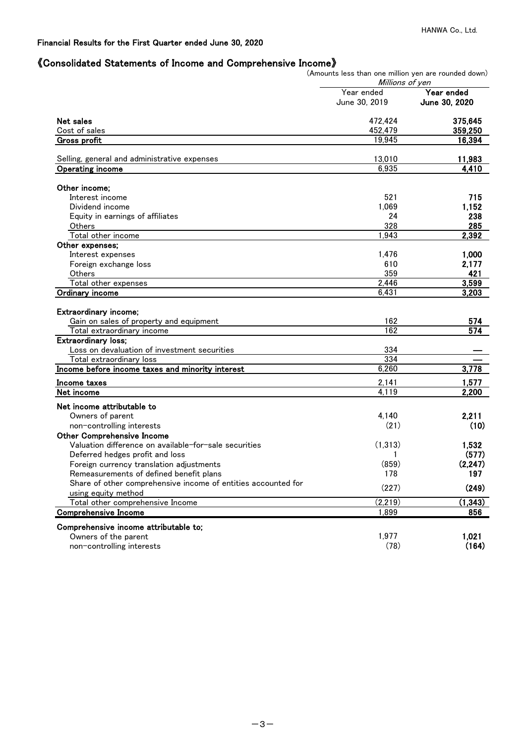Financial Results for the First Quarter ended June 30, 2020

# 《Consolidated Statements of Income and Comprehensive Income》

(Amounts less than one million yen are rounded down)

| | *Millions of yen* | |
|---|---|---|
| | Year ended June 30, 2019 | **Year ended June 30, 2020** |
| **Net sales** | 472,424 | **375,645** |
| Cost of sales | 452,479 | **359,250** |
| **Gross profit** | 19,945 | **16,394** |
| Selling, general and administrative expenses | 13,010 | **11,983** |
| **Operating income** | 6,935 | **4,410** |
| **Other income;** | | |
| Interest income | 521 | **715** |
| Dividend income | 1,069 | **1,152** |
| Equity in earnings of affiliates | 24 | **238** |
| Others | 328 | **285** |
| Total other income | 1,943 | **2,392** |
| **Other expenses;** | | |
| Interest expenses | 1,476 | **1,000** |
| Foreign exchange loss | 610 | **2,177** |
| Others | 359 | **421** |
| Total other expenses | 2,446 | **3,599** |
| **Ordinary income** | 6,431 | **3,203** |
| **Extraordinary income;** | | |
| Gain on sales of property and equipment | 162 | **574** |
| Total extraordinary income | 162 | **574** |
| **Extraordinary loss;** | | |
| Loss on devaluation of investment securities | 334 | **—** |
| Total extraordinary loss | 334 | **—** |
| **Income before income taxes and minority interest** | 6,260 | **3,778** |
| **Income taxes** | 2,141 | **1,577** |
| **Net income** | 4,119 | **2,200** |
| **Net income attributable to** | | |
| Owners of parent | 4,140 | **2,211** |
| non-controlling interests | (21) | **(10)** |
| **Other Comprehensive Income** | | |
| Valuation difference on available-for-sale securities | (1,313) | **1,532** |
| Deferred hedges profit and loss | 1 | **(577)** |
| Foreign currency translation adjustments | (859) | **(2,247)** |
| Remeasurements of defined benefit plans | 178 | **197** |
| Share of other comprehensive income of entities accounted for using equity method | (227) | **(249)** |
| Total other comprehensive Income | (2,219) | **(1,343)** |
| **Comprehensive Income** | 1,899 | **856** |
| **Comprehensive income attributable to;** | | |
| Owners of the parent | 1,977 | **1,021** |
| non-controlling interests | (78) | **(164)** |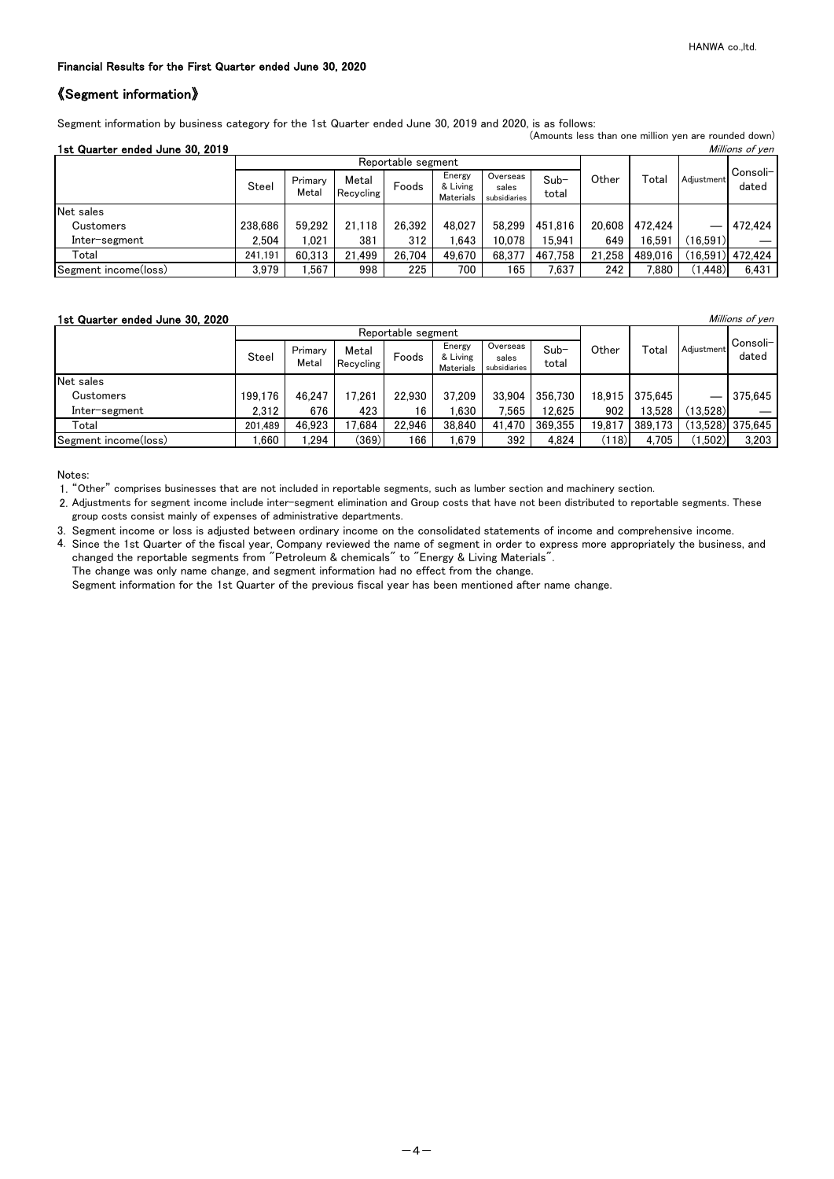Financial Results for the First Quarter ended June 30, 2020

## 《Segment information》

Segment information by business category for the 1st Quarter ended June 30, 2019 and 2020, is as follows:

(Amounts less than one million yen are rounded down)

**1st Quarter ended June 30, 2019**

*Millions of yen*

| | Reportable segment | | | | | | | Other | Total | Adjustment | Consoli-dated |
|---|---|---|---|---|---|---|---|---|---|---|---|
| | Steel | Primary Metal | Metal Recycling | Foods | Energy & Living Materials | Overseas sales subsidiaries | Sub-total | | | | |
| Net sales | | | | | | | | | | | |
| Customers | 238,686 | 59,292 | 21,118 | 26,392 | 48,027 | 58,299 | 451,816 | 20,608 | 472,424 | — | 472,424 |
| Inter-segment | 2,504 | 1,021 | 381 | 312 | 1,643 | 10,078 | 15,941 | 649 | 16,591 | (16,591) | — |
| Total | 241,191 | 60,313 | 21,499 | 26,704 | 49,670 | 68,377 | 467,758 | 21,258 | 489,016 | (16,591) | 472,424 |
| Segment income(loss) | 3,979 | 1,567 | 998 | 225 | 700 | 165 | 7,637 | 242 | 7,880 | (1,448) | 6,431 |

**1st Quarter ended June 30, 2020**

*Millions of yen*

| | Reportable segment | | | | | | | Other | Total | Adjustment | Consoli-dated |
|---|---|---|---|---|---|---|---|---|---|---|---|
| | Steel | Primary Metal | Metal Recycling | Foods | Energy & Living Materials | Overseas sales subsidiaries | Sub-total | | | | |
| Net sales | | | | | | | | | | | |
| Customers | 199,176 | 46,247 | 17,261 | 22,930 | 37,209 | 33,904 | 356,730 | 18,915 | 375,645 | — | 375,645 |
| Inter-segment | 2,312 | 676 | 423 | 16 | 1,630 | 7,565 | 12,625 | 902 | 13,528 | (13,528) | — |
| Total | 201,489 | 46,923 | 17,684 | 22,946 | 38,840 | 41,470 | 369,355 | 19,817 | 389,173 | (13,528) | 375,645 |
| Segment income(loss) | 1,660 | 1,294 | (369) | 166 | 1,679 | 392 | 4,824 | (118) | 4,705 | (1,502) | 3,203 |

Notes:

1. "Other" comprises businesses that are not included in reportable segments, such as lumber section and machinery section.
2. Adjustments for segment income include inter-segment elimination and Group costs that have not been distributed to reportable segments. These group costs consist mainly of expenses of administrative departments.
3. Segment income or loss is adjusted between ordinary income on the consolidated statements of income and comprehensive income.
4. Since the 1st Quarter of the fiscal year, Company reviewed the name of segment in order to express more appropriately the business, and changed the reportable segments from "Petroleum & chemicals" to "Energy & Living Materials".
   The change was only name change, and segment information had no effect from the change.
   Segment information for the 1st Quarter of the previous fiscal year has been mentioned after name change.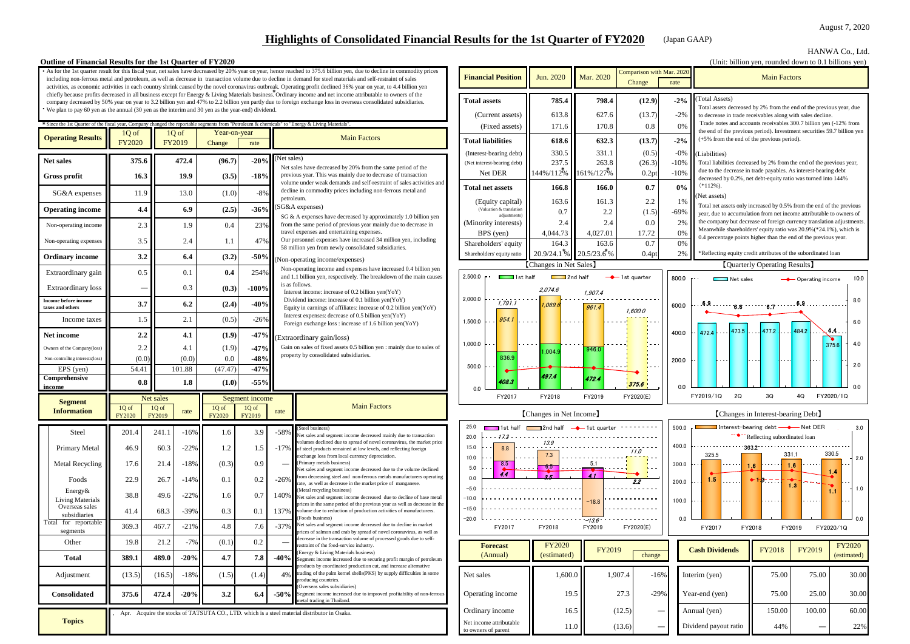August 7, 2020

# Highlights of Consolidated Financial Results for the 1st Quarter of FY2020

(Japan GAAP)

HANWA Co., Ltd.

(Unit: billion yen, rounded down to 0.1 billions yen)

## Outline of Financial Results for the 1st Quarter of FY2020

・As for the 1st quarter result for this fiscal year, net sales have decreased by 20% year on year, hence reached to 375.6 billion yen, due to decline in commodity prices including non-ferrous metal and petroleum, as well as decrease in transaction volume due to decline in demand for steel materials and self-restraint of sales activities, as economic activities in each country shrink caused by the novel coronavirus outbreak. Operating profit declined 36% year on year, to 4.4 billion yen chiefly because profits decreased in all business except for Energy & Living Materials business.* Ordinary income and net income attributable to owners of the company decreased by 50% year on year to 3.2 billion yen and 47% to 2.2 billion yen partly due to foreign exchange loss in overseas consolidated subsidiaries.

・We plan to pay 60 yen as the annual (30 yen as the interim and 30 yen as the year-end) dividend.

* Since the 1st Quarter of the fiscal year, Company changed the reportable segments from "Petroleum & chemicals" to "Energy & Living Materials".

| Operating Results | 1Q of FY2020 | 1Q of FY2019 | Year-on-year Change | rate |
|---|---|---|---|---|
| Net sales | 375.6 | 472.4 | (96.7) | -20% |
| Gross profit | 16.3 | 19.9 | (3.5) | -18% |
| SG&A expenses | 11.9 | 13.0 | (1.0) | -8% |
| Operating income | 4.4 | 6.9 | (2.5) | -36% |
| Non-operating income | 2.3 | 1.9 | 0.4 | 23% |
| Non-operating expenses | 3.5 | 2.4 | 1.1 | 47% |
| Ordinary income | 3.2 | 6.4 | (3.2) | -50% |
| Extraordinary gain | 0.5 | 0.1 | 0.4 | 254% |
| Extraordinary loss | — | 0.3 | (0.3) | -100% |
| Income before income taxes and others | 3.7 | 6.2 | (2.4) | -40% |
| Income taxes | 1.5 | 2.1 | (0.5) | -26% |
| Net income | 2.2 | 4.1 | (1.9) | -47% |
| Owners of the Company(loss) | 2.2 | 4.1 | (1.9) | -47% |
| Non-controlling interests(loss) | (0.0) | (0.0) | 0.0 | -48% |
| EPS (yen) | 54.41 | 101.88 | (47.47) | -47% |
| Comprehensive income | 0.8 | 1.8 | (1.0) | -55% |

**Main Factors**

(Net sales)
Net sales have decreased by 20% from the same period of the previous year. This was mainly due to decrease of transaction volume under weak demands and self-restraint of sales activities and decline in commodity prices including non-ferrous metal and petroleum.

(SG&A expenses)
SG & A expenses have decreased by approximately 1.0 billion yen from the same period of previous year mainly due to decrease in travel expenses and entertaining expenses.
Our personnel expenses have increased 34 million yen, including 58 million yen from newly consolidated subsidiaries.

(Non-operating income/expenses)
Non-operating income and expenses have increased 0.4 billion yen and 1.1 billion yen, respectively. The breakdown of the main causes is as follows.
Interest income: increase of 0.2 billion yen(YoY)
Dividend income: increase of 0.1 billion yen(YoY)
Equity in earnings of affiliates: increase of 0.2 billion yen(YoY)
Interest expenses: decrease of 0.5 billion yen(YoY)
Foreign exchange loss : increase of 1.6 billion yen(YoY)

(Extraordinary gain/loss)
Gain on sales of fixed assets 0.5 billion yen : mainly due to sales of property by consolidated subsidiaries.

| Segment Information | Net sales 1Q of FY2020 | Net sales 1Q of FY2019 | rate | Segment income 1Q of FY2020 | Segment income 1Q of FY2019 | rate |
|---|---|---|---|---|---|---|
| Steel | 201.4 | 241.1 | -16% | 1.6 | 3.9 | -58% |
| Primary Metal | 46.9 | 60.3 | -22% | 1.2 | 1.5 | -17% |
| Metal Recycling | 17.6 | 21.4 | -18% | (0.3) | 0.9 | — |
| Foods | 22.9 | 26.7 | -14% | 0.1 | 0.2 | -26% |
| Energy& Living Materials | 38.8 | 49.6 | -22% | 1.6 | 0.7 | 140% |
| Overseas sales subsidiaries | 41.4 | 68.3 | -39% | 0.3 | 0.1 | 137% |
| Total for reportable segments | 369.3 | 467.7 | -21% | 4.8 | 7.6 | -37% |
| Other | 19.8 | 21.2 | -7% | (0.1) | 0.2 | — |
| Total | 389.1 | 489.0 | -20% | 4.7 | 7.8 | -40% |
| Adjustment | (13.5) | (16.5) | -18% | (1.5) | (1.4) | 4% |
| Consolidated | 375.6 | 472.4 | -20% | 3.2 | 6.4 | -50% |

**Main Factors**

(Steel business)
Net sales and segment income decreased mainly due to transaction volumes declined due to spread of novel coronavirus, the market price of steel products remained at low levels, and reflecting foreign exchange loss from local currency depreciation.

(Primary metals business)
Net sales and segment income decreased due to the volume declined from decreasing steel and non-ferrous metals manufacturers operating rate, as well as decrease in the market price of manganese.

(Metal recycling business)
Net sales and segment income decreased due to decline of base metal prices in the same period of the previous year as well as decrease in the volume due to reduction of production activities of manufacturers.

(Foods business)
Net sales and segment income decreased due to decline in market prices of salmon and crab by spread of novel coronavirus, as well as decrease in the transaction volume of processed goods due to self-restraint of the food-service industry.

(Energy & Living Materials business)
Segment income increased due to securing profit margin of petroleum products by coordinated production cut, and increase alternative trading of the palm kernel shells(PKS) by supply difficulties in some producing countries.

(Overseas sales subsidiaries)
Segment income increased due to improved profitability of non-ferrous metal trading in Thailand.

**Topics**

・Apr. Acquire the stocks of TATSUTA CO., LTD. which is a steel material distributor in Osaka.

| Financial Position | Jun. 2020 | Mar. 2020 | Comparison with Mar. 2020 Change | rate |
|---|---|---|---|---|
| Total assets | 785.4 | 798.4 | (12.9) | -2% |
| (Current assets) | 613.8 | 627.6 | (13.7) | -2% |
| (Fixed assets) | 171.6 | 170.8 | 0.8 | 0% |
| Total liabilities | 618.6 | 632.3 | (13.7) | -2% |
| (Interest-bearing debt) | 330.5 | 331.1 | (0.5) | -0% |
| (Net interest-bearing debt) | 237.5 | 263.8 | (26.3) | -10% |
| Net DER | 144%/112%* | 161%/127%* | 0.2pt | -10% |
| Total net assets | 166.8 | 166.0 | 0.7 | 0% |
| (Equity capital) | 163.6 | 161.3 | 2.2 | 1% |
| (Valuation & translation adjustments) | 0.7 | 2.2 | (1.5) | -69% |
| (Minority interests) | 2.4 | 2.4 | 0.0 | 2% |
| BPS (yen) | 4,044.73 | 4,027.01 | 17.72 | 0% |
| Shareholders' equity | 164.3 | 163.6 | 0.7 | 0% |
| Shareholders' equity ratio | 20.9/24.1*% | 20.5/23.6*% | 0.4pt | 2% |

**Main Factors**

(Total Assets)
Total assets decreased by 2% from the end of the previous year, due to decrease in trade receivables along with sales decline.
Trade notes and accounts receivables 300.7 billion yen (-12% from the end of the previous period). Investment securities 59.7 billion yen (+5% from the end of the previous period).

(Liabilities)
Total liabilities decreased by 2% from the end of the previous year, due to the decrease in trade payables. As interest-bearing debt decreased by 0.2%, net debt-equity ratio was turned into 144% (*112%).

(Net assets)
Total net assets only increased by 0.5% from the end of the previous year, due to accumulation from net income attributable to owners of the company but decrease of foreign currency translation adjustments. Meanwhile shareholders' equity ratio was 20.9%(*24.1%), which is 0.4 percentage points higher than the end of the previous year.

*Reflecting equity credit attributes of the subordinated loan

【Changes in Net Sales】

1st half / 2nd half / 1st quarter

FY2017: 1,791.1 (954.1 / 836.9), 408.3
FY2018: 2,074.6 (1,069.6 / 1,004.9), 497.4
FY2019: 1,907.4 (961.4 / 946.0), 472.4
FY2020(E): 1,600.0, 375.6

【Quarterly Operating Results】

Net sales / Operating income

FY2019/1Q: 472.4, 6.9
2Q: 473.5, 6.6
3Q: 477.2, 6.7
4Q: 484.2, 6.9
FY2020/1Q: 375.6, 4.4

【Changes in Net Income】

1st half / 2nd half / 1st quarter

FY2017: 17.3 (8.8 / 8.5), 4.4
FY2018: 13.9 (7.3 / 6.6), 3.5
FY2019: -13.6 (5.1 / -18.8), 4.1
FY2020(E): 11.0, 2.2

【Changes in Interest-bearing Debt】

Interest-bearing debt / Net DER / Reflecting subordinated loan

FY2017: 325.5, 1.5
FY2018: 363.2, 1.6, 1.3
FY2019: 331.1, 1.6, 1.3
FY2020/1Q: 330.5, 1.4, 1.1

| Forecast (Annual) | FY2020 (estimated) | FY2019 | change |
|---|---|---|---|
| Net sales | 1,600.0 | 1,907.4 | -16% |
| Operating income | 19.5 | 27.3 | -29% |
| Ordinary income | 16.5 | (12.5) | — |
| Net income attributable to owners of parent | 11.0 | (13.6) | — |

| Cash Dividends | FY2018 | FY2019 | FY2020 (estimated) |
|---|---|---|---|
| Interim (yen) | 75.00 | 75.00 | 30.00 |
| Year-end (yen) | 75.00 | 25.00 | 30.00 |
| Annual (yen) | 150.00 | 100.00 | 60.00 |
| Dividend payout ratio | 44% | — | 22% |